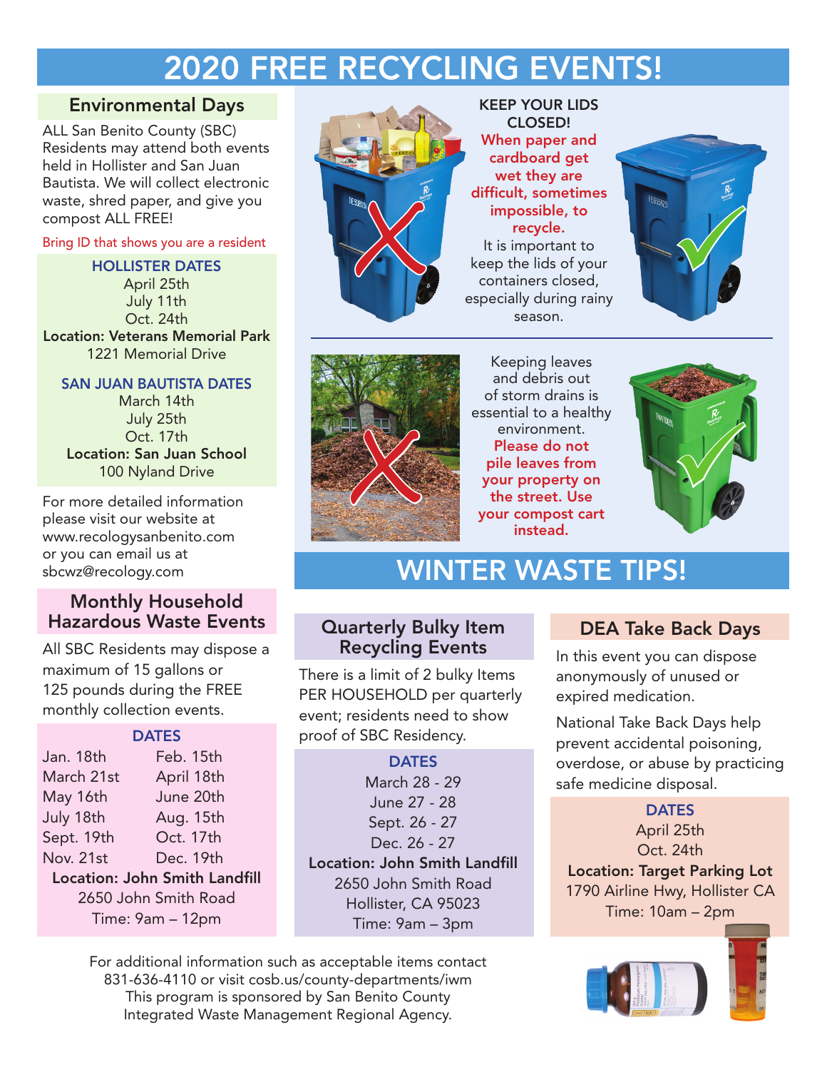# 2020 FREE RECYCLING EVENTS!

## Environmental Days

ALL San Benito County (SBC) Residents may attend both events held in Hollister and San Juan Bautista. We will collect electronic waste, shred paper, and give you compost ALL FREE!

Bring ID that shows you are a resident

**HOLLISTER DATES**

April 25th
July 11th
Oct. 24th

**Location: Veterans Memorial Park**
1221 Memorial Drive

**SAN JUAN BAUTISTA DATES**

March 14th
July 25th
Oct. 17th

**Location: San Juan School**
100 Nyland Drive

For more detailed information please visit our website at www.recologysanbenito.com or you can email us at sbcwz@recology.com

## Monthly Household Hazardous Waste Events

All SBC Residents may dispose a maximum of 15 gallons or 125 pounds during the FREE monthly collection events.

**DATES**

| | |
|---|---|
| Jan. 18th | Feb. 15th |
| March 21st | April 18th |
| May 16th | June 20th |
| July 18th | Aug. 15th |
| Sept. 19th | Oct. 17th |
| Nov. 21st | Dec. 19th |

**Location: John Smith Landfill**
2650 John Smith Road
Time: 9am – 12pm

**KEEP YOUR LIDS CLOSED!**

When paper and cardboard get wet they are difficult, sometimes impossible, to recycle.

It is important to keep the lids of your containers closed, especially during rainy season.

Keeping leaves and debris out of storm drains is essential to a healthy environment. Please do not pile leaves from your property on the street. Use your compost cart instead.

# WINTER WASTE TIPS!

## Quarterly Bulky Item Recycling Events

There is a limit of 2 bulky Items PER HOUSEHOLD per quarterly event; residents need to show proof of SBC Residency.

**DATES**

March 28 - 29
June 27 - 28
Sept. 26 - 27
Dec. 26 - 27

**Location: John Smith Landfill**
2650 John Smith Road
Hollister, CA 95023
Time: 9am – 3pm

## DEA Take Back Days

In this event you can dispose anonymously of unused or expired medication.

National Take Back Days help prevent accidental poisoning, overdose, or abuse by practicing safe medicine disposal.

**DATES**

April 25th
Oct. 24th

**Location: Target Parking Lot**
1790 Airline Hwy, Hollister CA
Time: 10am – 2pm

For additional information such as acceptable items contact 831-636-4110 or visit cosb.us/county-departments/iwm
This program is sponsored by San Benito County Integrated Waste Management Regional Agency.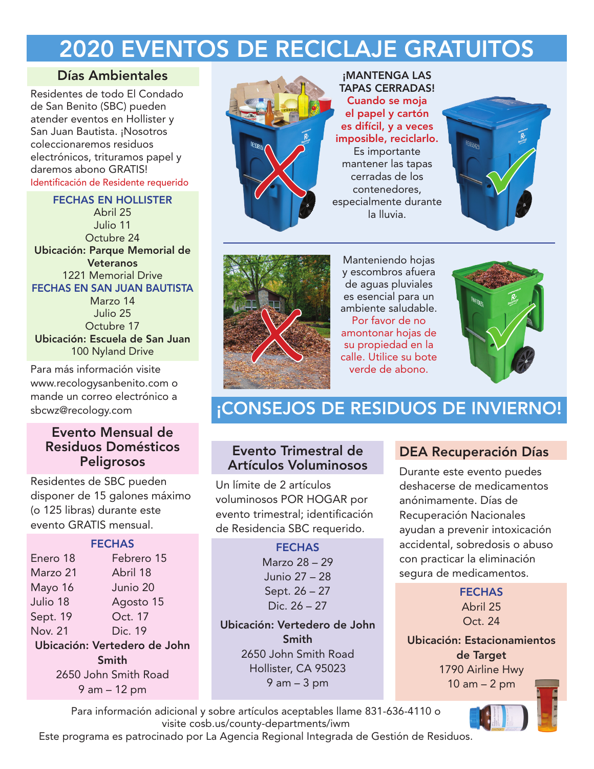# 2020 EVENTOS DE RECICLAJE GRATUITOS

## Días Ambientales

Residentes de todo El Condado de San Benito (SBC) pueden atender eventos en Hollister y San Juan Bautista. ¡Nosotros coleccionaremos residuos electrónicos, trituramos papel y daremos abono GRATIS!

Identificación de Residente requerido

**FECHAS EN HOLLISTER**

Abril 25
Julio 11
Octubre 24

**Ubicación: Parque Memorial de Veteranos**
1221 Memorial Drive

**FECHAS EN SAN JUAN BAUTISTA**

Marzo 14
Julio 25
Octubre 17

**Ubicación: Escuela de San Juan**
100 Nyland Drive

Para más información visite www.recologysanbenito.com o mande un correo electrónico a sbcwz@recology.com

**¡MANTENGA LAS TAPAS CERRADAS!**

Cuando se moja el papel y cartón es difícil, y a veces imposible, reciclarlo. Es importante mantener las tapas cerradas de los contenedores, especialmente durante la lluvia.

Manteniendo hojas y escombros afuera de aguas pluviales es esencial para un ambiente saludable. Por favor de no amontonar hojas de su propiedad en la calle. Utilice su bote verde de abono.

## ¡CONSEJOS DE RESIDUOS DE INVIERNO!

## Evento Mensual de Residuos Domésticos Peligrosos

Residentes de SBC pueden disponer de 15 galones máximo (o 125 libras) durante este evento GRATIS mensual.

**FECHAS**

| | |
|---|---|
| Enero 18 | Febrero 15 |
| Marzo 21 | Abril 18 |
| Mayo 16 | Junio 20 |
| Julio 18 | Agosto 15 |
| Sept. 19 | Oct. 17 |
| Nov. 21 | Dic. 19 |

**Ubicación: Vertedero de John Smith**
2650 John Smith Road
9 am – 12 pm

## Evento Trimestral de Artículos Voluminosos

Un límite de 2 artículos voluminosos POR HOGAR por evento trimestral; identificación de Residencia SBC requerido.

**FECHAS**

Marzo 28 – 29
Junio 27 – 28
Sept. 26 – 27
Dic. 26 – 27

**Ubicación: Vertedero de John Smith**
2650 John Smith Road
Hollister, CA 95023
9 am – 3 pm

## DEA Recuperación Días

Durante este evento puedes deshacerse de medicamentos anónimamente. Días de Recuperación Nacionales ayudan a prevenir intoxicación accidental, sobredosis o abuso con practicar la eliminación segura de medicamentos.

**FECHAS**

Abril 25
Oct. 24

**Ubicación: Estacionamientos de Target**
1790 Airline Hwy
10 am – 2 pm

Para información adicional y sobre artículos aceptables llame 831-636-4110 o visite cosb.us/county-departments/iwm

Este programa es patrocinado por La Agencia Regional Integrada de Gestión de Residuos.